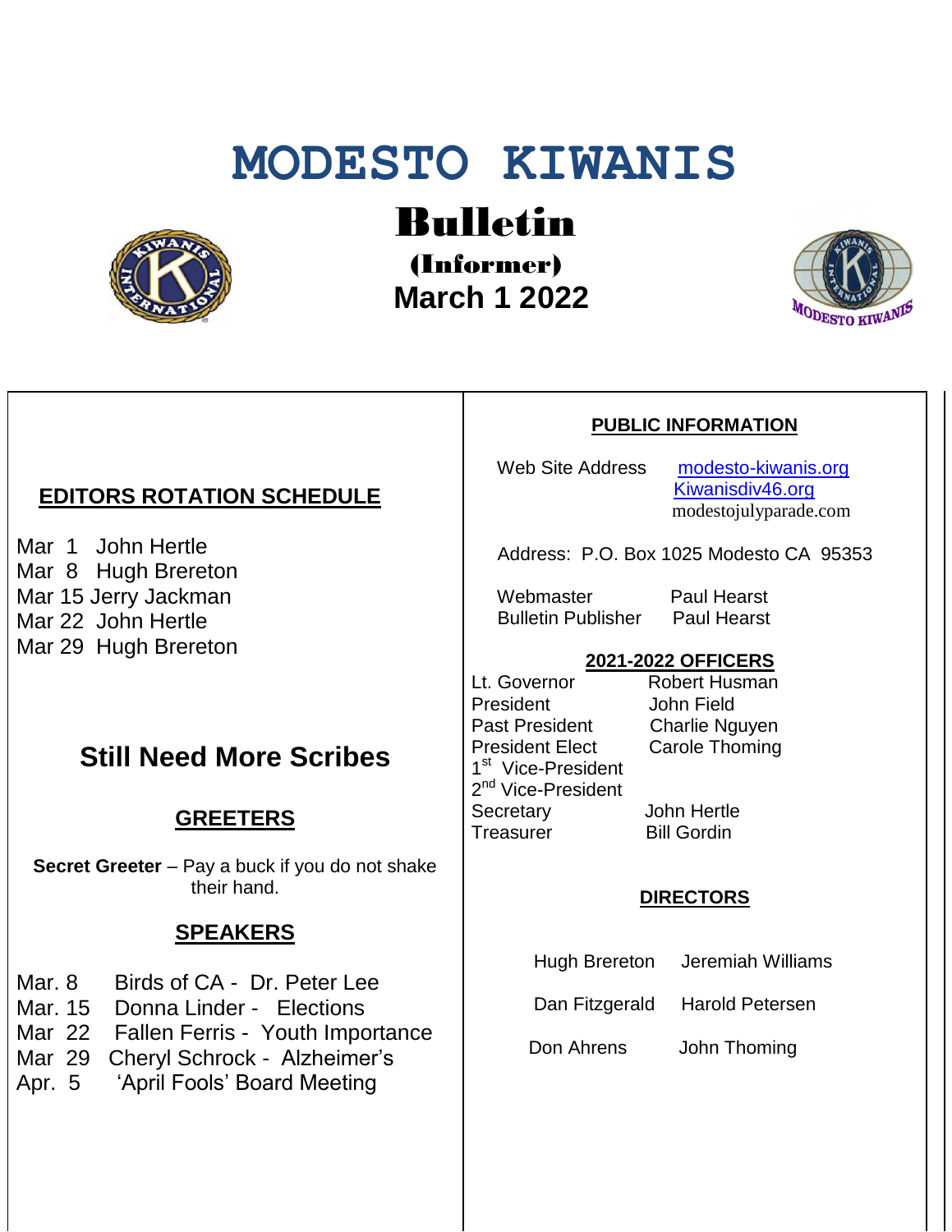# MODESTO KIWANIS

## Bulletin

**(Informer)**

**March 1 2022**

### EDITORS ROTATION SCHEDULE

Mar 1 John Hertle
Mar 8 Hugh Brereton
Mar 15 Jerry Jackman
Mar 22 John Hertle
Mar 29 Hugh Brereton

## Still Need More Scribes

### GREETERS

**Secret Greeter** – Pay a buck if you do not shake their hand.

### SPEAKERS

Mar. 8 Birds of CA - Dr. Peter Lee
Mar. 15 Donna Linder - Elections
Mar 22 Fallen Ferris - Youth Importance
Mar 29 Cheryl Schrock - Alzheimer's
Apr. 5 'April Fools' Board Meeting

### PUBLIC INFORMATION

Web Site Address modesto-kiwanis.org
Kiwanisdiv46.org
modestojulyparade.com

Address: P.O. Box 1025 Modesto CA 95353

Webmaster Paul Hearst
Bulletin Publisher Paul Hearst

### 2021-2022 OFFICERS

| | |
|---|---|
| Lt. Governor | Robert Husman |
| President | John Field |
| Past President | Charlie Nguyen |
| President Elect | Carole Thoming |
| 1st Vice-President | |
| 2nd Vice-President | |
| Secretary | John Hertle |
| Treasurer | Bill Gordin |

### DIRECTORS

| | |
|---|---|
| Hugh Brereton | Jeremiah Williams |
| Dan Fitzgerald | Harold Petersen |
| Don Ahrens | John Thoming |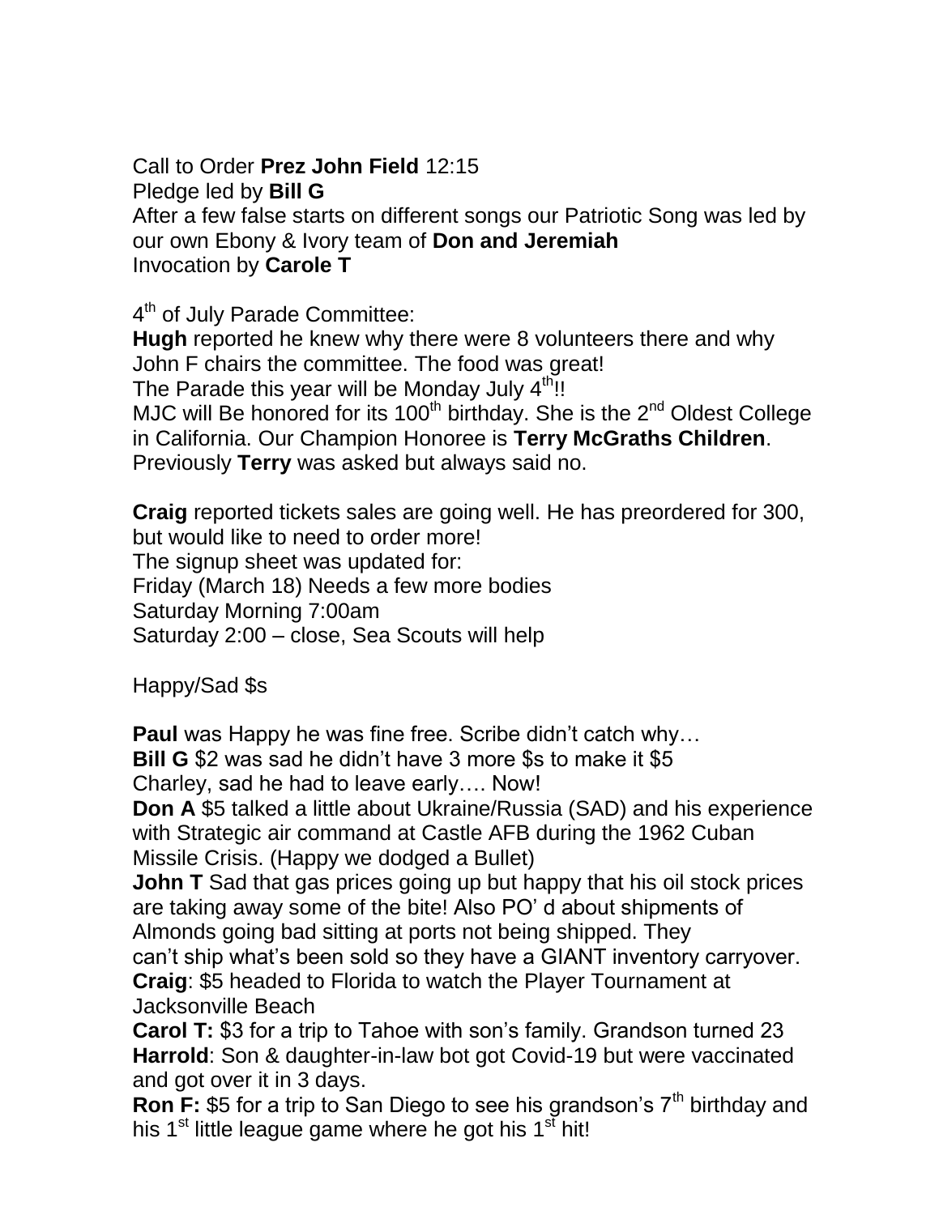Call to Order **Prez John Field** 12:15
Pledge led by **Bill G**
After a few false starts on different songs our Patriotic Song was led by our own Ebony & Ivory team of **Don and Jeremiah**
Invocation by **Carole T**

4th of July Parade Committee:
**Hugh** reported he knew why there were 8 volunteers there and why John F chairs the committee. The food was great!
The Parade this year will be Monday July 4th!!
MJC will Be honored for its 100th birthday. She is the 2nd Oldest College in California. Our Champion Honoree is **Terry McGraths Children**. Previously **Terry** was asked but always said no.

**Craig** reported tickets sales are going well. He has preordered for 300, but would like to need to order more!
The signup sheet was updated for:
Friday (March 18) Needs a few more bodies
Saturday Morning 7:00am
Saturday 2:00 – close, Sea Scouts will help

Happy/Sad $s

**Paul** was Happy he was fine free. Scribe didn't catch why…
**Bill G** $2 was sad he didn't have 3 more $s to make it $5
Charley, sad he had to leave early…. Now!
**Don A** $5 talked a little about Ukraine/Russia (SAD) and his experience with Strategic air command at Castle AFB during the 1962 Cuban Missile Crisis. (Happy we dodged a Bullet)
**John T** Sad that gas prices going up but happy that his oil stock prices are taking away some of the bite! Also PO' d about shipments of Almonds going bad sitting at ports not being shipped. They can't ship what's been sold so they have a GIANT inventory carryover.
**Craig**: $5 headed to Florida to watch the Player Tournament at Jacksonville Beach
**Carol T:** $3 for a trip to Tahoe with son's family. Grandson turned 23
**Harrold**: Son & daughter-in-law bot got Covid-19 but were vaccinated and got over it in 3 days.
**Ron F:** $5 for a trip to San Diego to see his grandson's 7th birthday and his 1st little league game where he got his 1st hit!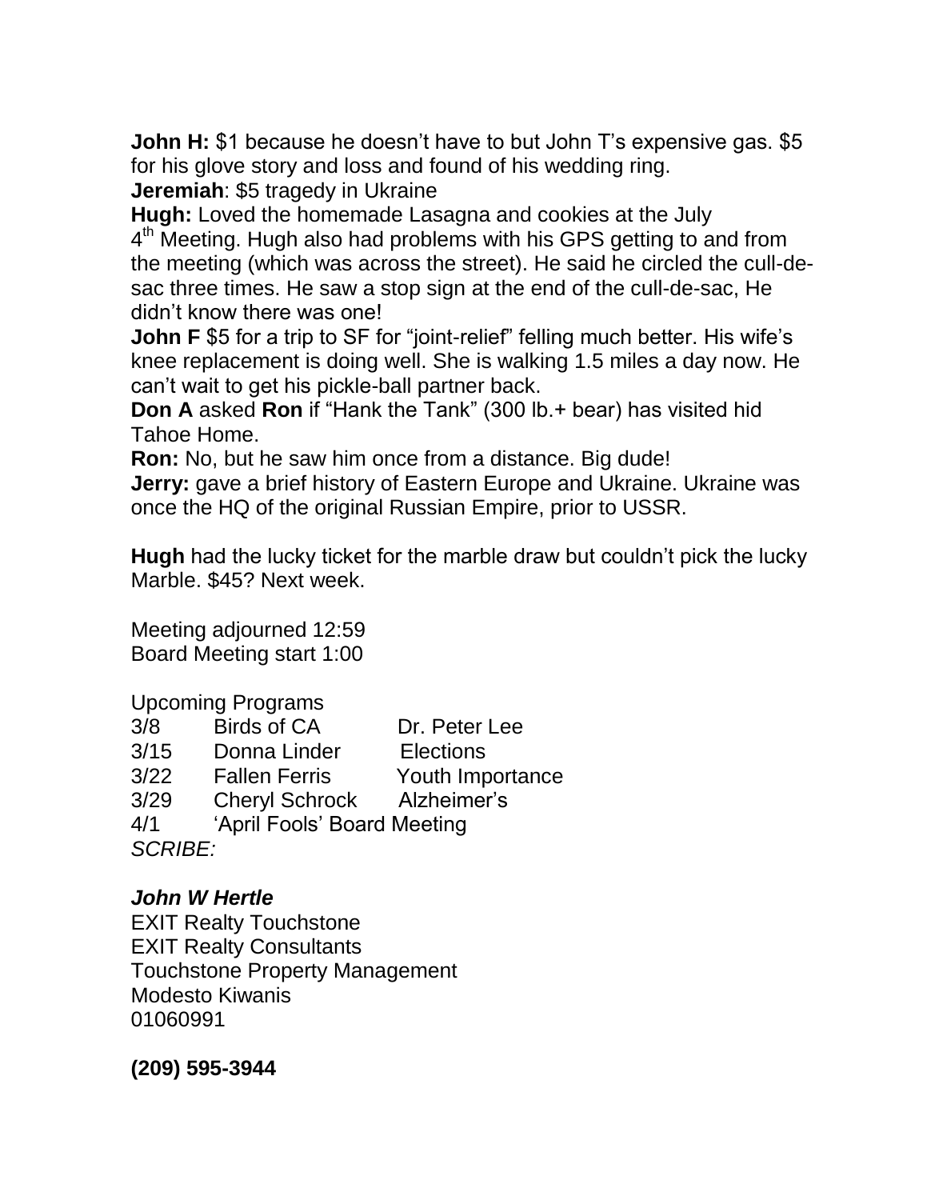**John H:** $1 because he doesn't have to but John T's expensive gas. $5 for his glove story and loss and found of his wedding ring.
**Jeremiah**: $5 tragedy in Ukraine
**Hugh:** Loved the homemade Lasagna and cookies at the July 4th Meeting. Hugh also had problems with his GPS getting to and from the meeting (which was across the street). He said he circled the cull-de-sac three times. He saw a stop sign at the end of the cull-de-sac, He didn't know there was one!
**John F** $5 for a trip to SF for "joint-relief" felling much better. His wife's knee replacement is doing well. She is walking 1.5 miles a day now. He can't wait to get his pickle-ball partner back.
**Don A** asked **Ron** if "Hank the Tank" (300 lb.+ bear) has visited hid Tahoe Home.
**Ron:** No, but he saw him once from a distance. Big dude!
**Jerry:** gave a brief history of Eastern Europe and Ukraine. Ukraine was once the HQ of the original Russian Empire, prior to USSR.

**Hugh** had the lucky ticket for the marble draw but couldn't pick the lucky Marble. $45? Next week.

Meeting adjourned 12:59
Board Meeting start 1:00

Upcoming Programs

| | | |
|---|---|---|
| 3/8 | Birds of CA | Dr. Peter Lee |
| 3/15 | Donna Linder | Elections |
| 3/22 | Fallen Ferris | Youth Importance |
| 3/29 | Cheryl Schrock | Alzheimer's |
| 4/1 | 'April Fools' Board Meeting | |

*SCRIBE:*

***John W Hertle***
EXIT Realty Touchstone
EXIT Realty Consultants
Touchstone Property Management
Modesto Kiwanis
01060991

**(209) 595-3944**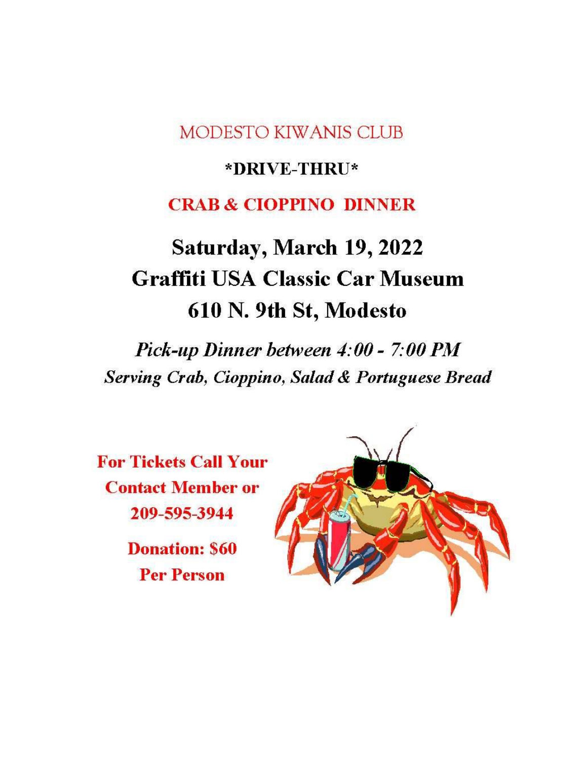# MODESTO KIWANIS CLUB

## *DRIVE-THRU*

## CRAB & CIOPPINO DINNER

# Saturday, March 19, 2022
# Graffiti USA Classic Car Museum
# 610 N. 9th St, Modesto

***Pick-up Dinner between 4:00 - 7:00 PM***

***Serving Crab, Cioppino, Salad & Portuguese Bread***

**For Tickets Call Your Contact Member or 209-595-3944**

**Donation: $60 Per Person**